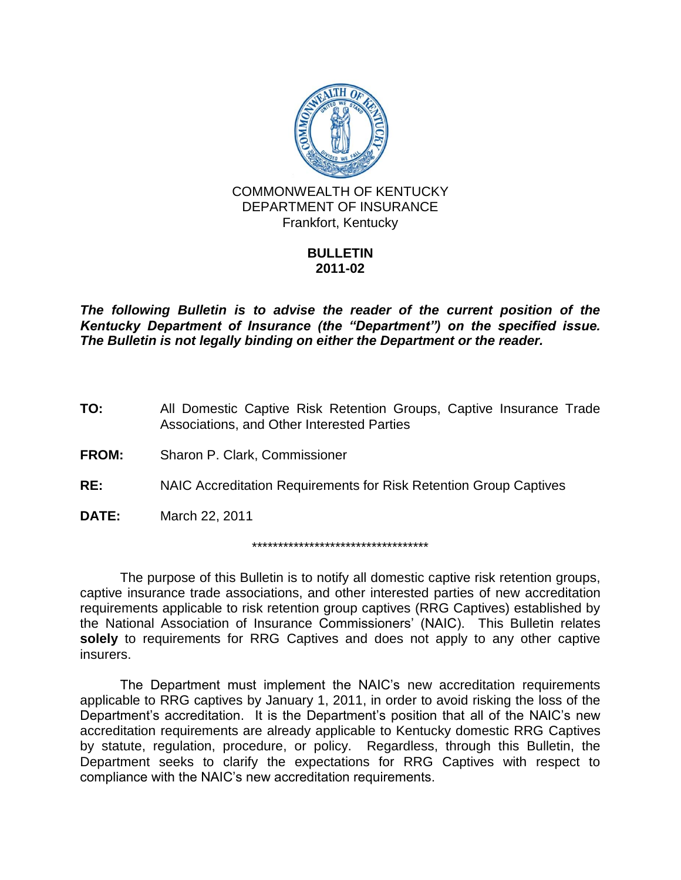COMMONWEALTH OF KENTUCKY
DEPARTMENT OF INSURANCE
Frankfort, Kentucky

**BULLETIN**
**2011-02**

***The following Bulletin is to advise the reader of the current position of the Kentucky Department of Insurance (the "Department") on the specified issue. The Bulletin is not legally binding on either the Department or the reader.***

**TO:** All Domestic Captive Risk Retention Groups, Captive Insurance Trade Associations, and Other Interested Parties

**FROM:** Sharon P. Clark, Commissioner

**RE:** NAIC Accreditation Requirements for Risk Retention Group Captives

**DATE:** March 22, 2011

***********************************

The purpose of this Bulletin is to notify all domestic captive risk retention groups, captive insurance trade associations, and other interested parties of new accreditation requirements applicable to risk retention group captives (RRG Captives) established by the National Association of Insurance Commissioners' (NAIC). This Bulletin relates **solely** to requirements for RRG Captives and does not apply to any other captive insurers.

The Department must implement the NAIC's new accreditation requirements applicable to RRG captives by January 1, 2011, in order to avoid risking the loss of the Department's accreditation. It is the Department's position that all of the NAIC's new accreditation requirements are already applicable to Kentucky domestic RRG Captives by statute, regulation, procedure, or policy. Regardless, through this Bulletin, the Department seeks to clarify the expectations for RRG Captives with respect to compliance with the NAIC's new accreditation requirements.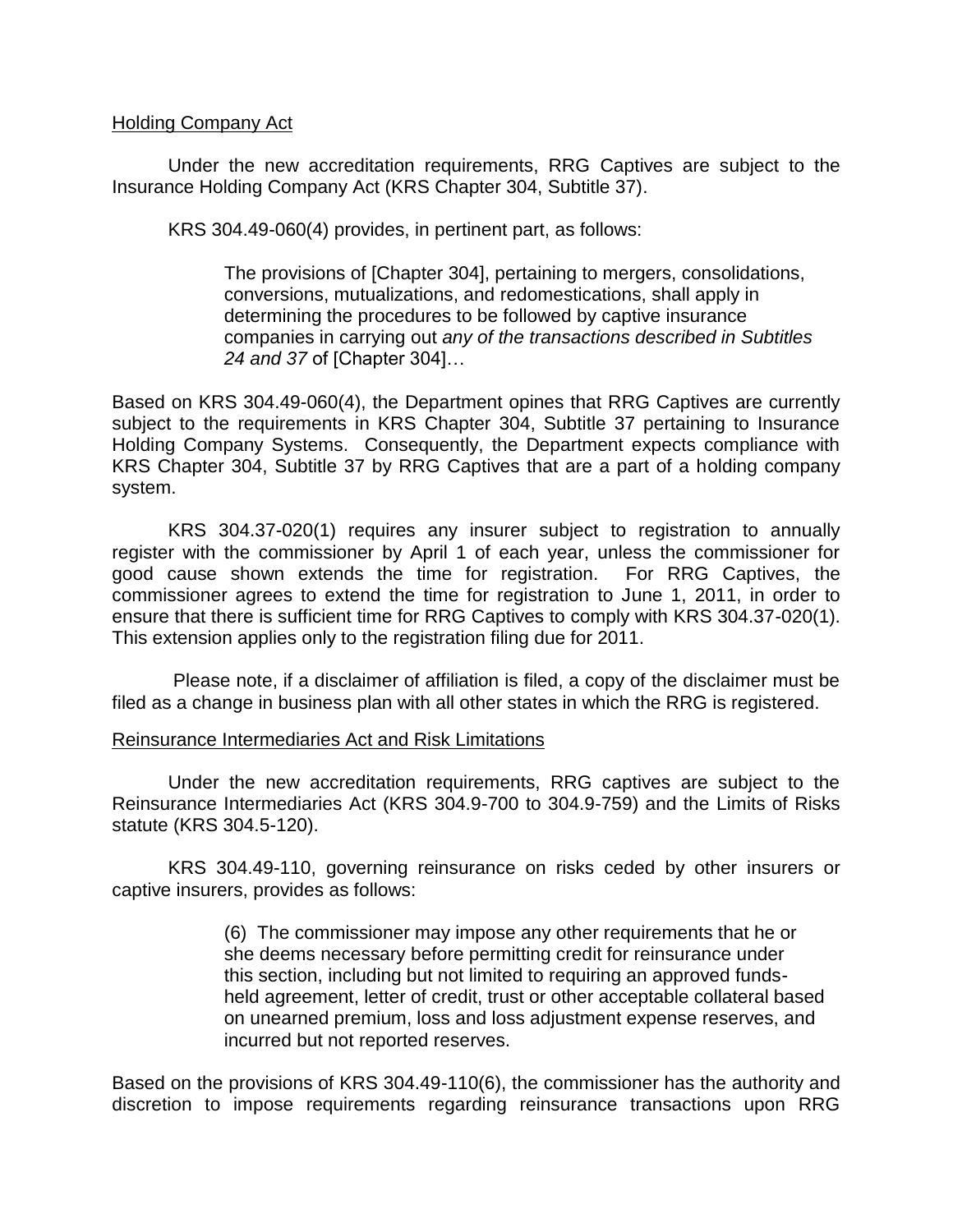<u>Holding Company Act</u>

Under the new accreditation requirements, RRG Captives are subject to the Insurance Holding Company Act (KRS Chapter 304, Subtitle 37).

KRS 304.49-060(4) provides, in pertinent part, as follows:

> The provisions of [Chapter 304], pertaining to mergers, consolidations, conversions, mutualizations, and redomestications, shall apply in determining the procedures to be followed by captive insurance companies in carrying out *any of the transactions described in Subtitles 24 and 37* of [Chapter 304]…

Based on KRS 304.49-060(4), the Department opines that RRG Captives are currently subject to the requirements in KRS Chapter 304, Subtitle 37 pertaining to Insurance Holding Company Systems. Consequently, the Department expects compliance with KRS Chapter 304, Subtitle 37 by RRG Captives that are a part of a holding company system.

KRS 304.37-020(1) requires any insurer subject to registration to annually register with the commissioner by April 1 of each year, unless the commissioner for good cause shown extends the time for registration. For RRG Captives, the commissioner agrees to extend the time for registration to June 1, 2011, in order to ensure that there is sufficient time for RRG Captives to comply with KRS 304.37-020(1). This extension applies only to the registration filing due for 2011.

Please note, if a disclaimer of affiliation is filed, a copy of the disclaimer must be filed as a change in business plan with all other states in which the RRG is registered.

<u>Reinsurance Intermediaries Act and Risk Limitations</u>

Under the new accreditation requirements, RRG captives are subject to the Reinsurance Intermediaries Act (KRS 304.9-700 to 304.9-759) and the Limits of Risks statute (KRS 304.5-120).

KRS 304.49-110, governing reinsurance on risks ceded by other insurers or captive insurers, provides as follows:

> (6) The commissioner may impose any other requirements that he or she deems necessary before permitting credit for reinsurance under this section, including but not limited to requiring an approved funds-held agreement, letter of credit, trust or other acceptable collateral based on unearned premium, loss and loss adjustment expense reserves, and incurred but not reported reserves.

Based on the provisions of KRS 304.49-110(6), the commissioner has the authority and discretion to impose requirements regarding reinsurance transactions upon RRG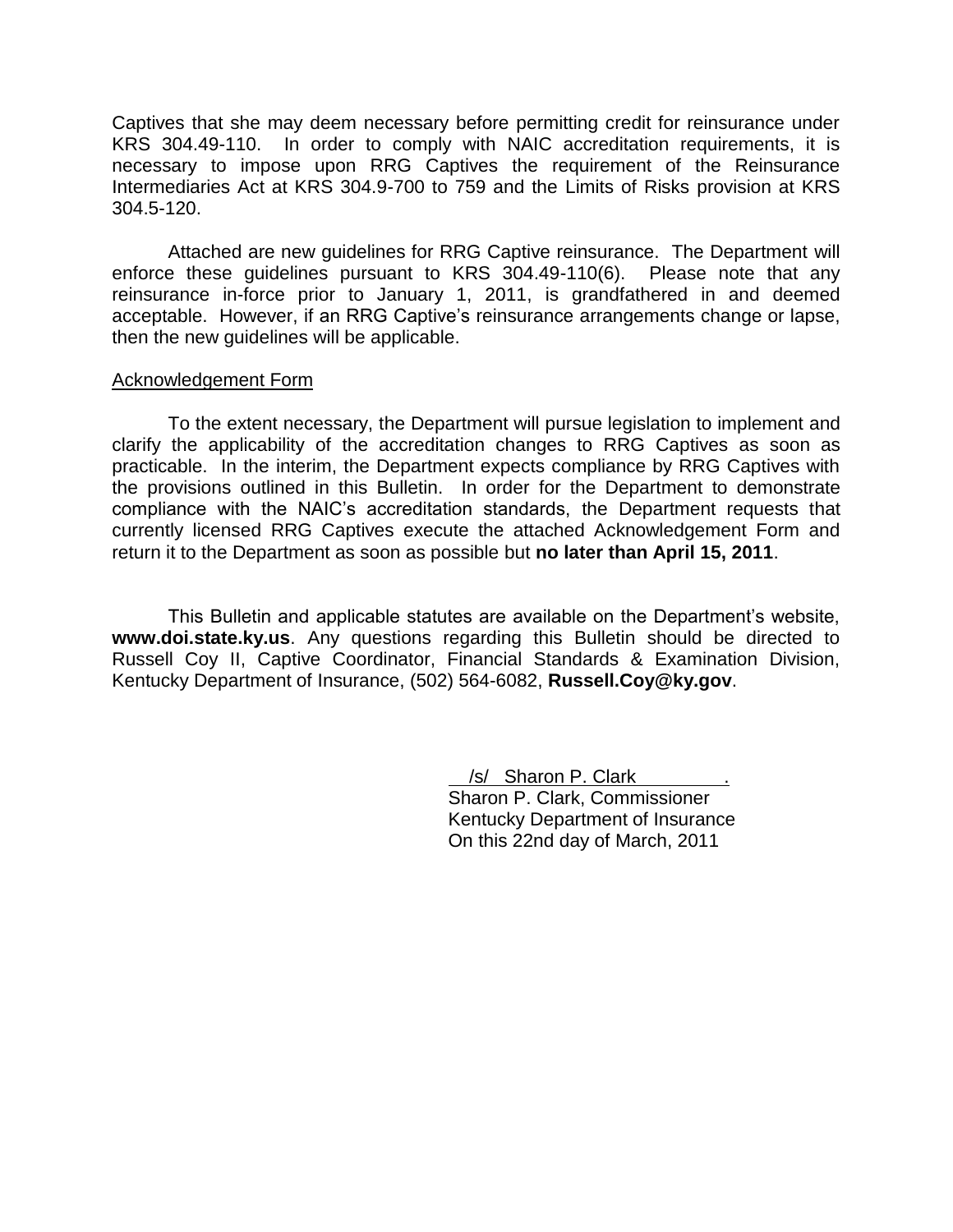Captives that she may deem necessary before permitting credit for reinsurance under KRS 304.49-110. In order to comply with NAIC accreditation requirements, it is necessary to impose upon RRG Captives the requirement of the Reinsurance Intermediaries Act at KRS 304.9-700 to 759 and the Limits of Risks provision at KRS 304.5-120.

Attached are new guidelines for RRG Captive reinsurance. The Department will enforce these guidelines pursuant to KRS 304.49-110(6). Please note that any reinsurance in-force prior to January 1, 2011, is grandfathered in and deemed acceptable. However, if an RRG Captive's reinsurance arrangements change or lapse, then the new guidelines will be applicable.

<u>Acknowledgement Form</u>

To the extent necessary, the Department will pursue legislation to implement and clarify the applicability of the accreditation changes to RRG Captives as soon as practicable. In the interim, the Department expects compliance by RRG Captives with the provisions outlined in this Bulletin. In order for the Department to demonstrate compliance with the NAIC's accreditation standards, the Department requests that currently licensed RRG Captives execute the attached Acknowledgement Form and return it to the Department as soon as possible but **no later than April 15, 2011**.

This Bulletin and applicable statutes are available on the Department's website, **www.doi.state.ky.us**. Any questions regarding this Bulletin should be directed to Russell Coy II, Captive Coordinator, Financial Standards & Examination Division, Kentucky Department of Insurance, (502) 564-6082, **Russell.Coy@ky.gov**.

/s/ Sharon P. Clark .
Sharon P. Clark, Commissioner
Kentucky Department of Insurance
On this 22nd day of March, 2011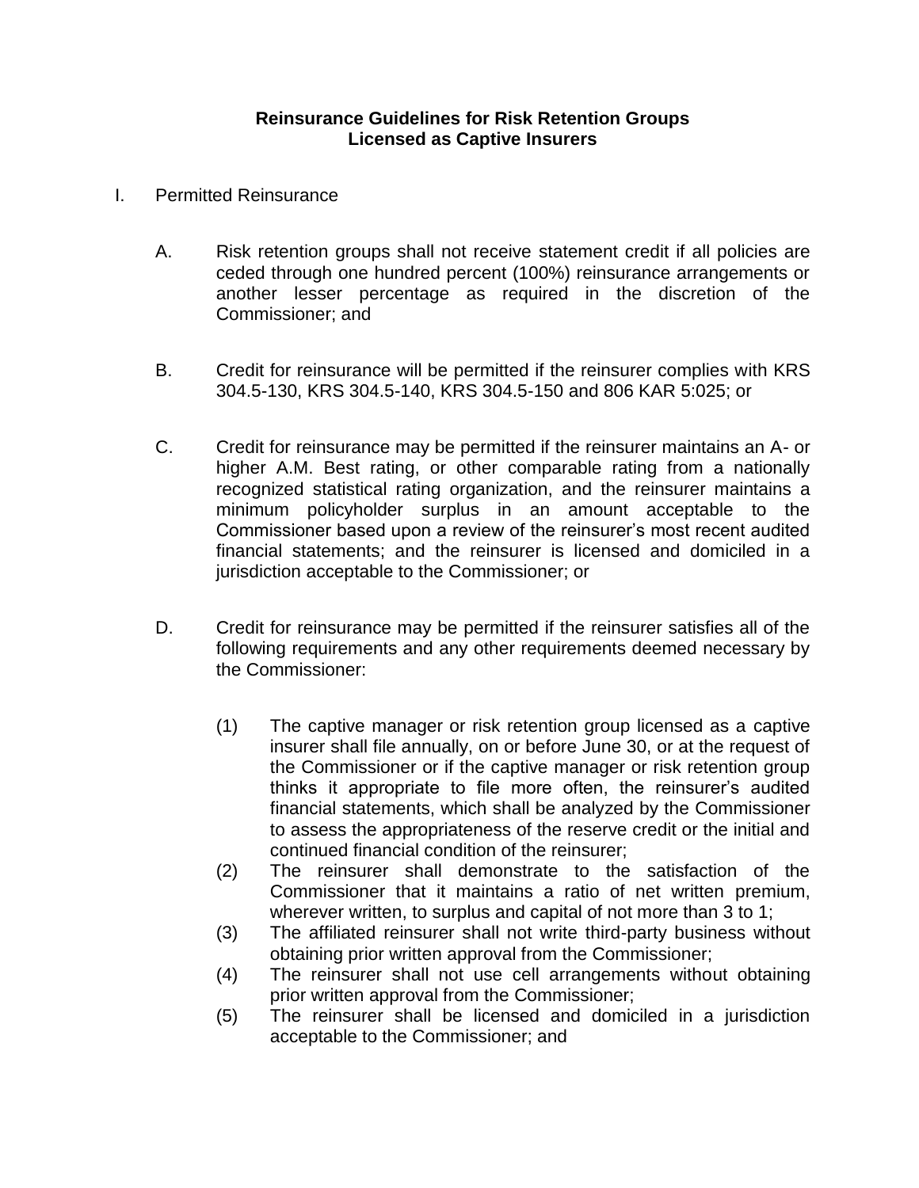# Reinsurance Guidelines for Risk Retention Groups Licensed as Captive Insurers

I. Permitted Reinsurance

A. Risk retention groups shall not receive statement credit if all policies are ceded through one hundred percent (100%) reinsurance arrangements or another lesser percentage as required in the discretion of the Commissioner; and

B. Credit for reinsurance will be permitted if the reinsurer complies with KRS 304.5-130, KRS 304.5-140, KRS 304.5-150 and 806 KAR 5:025; or

C. Credit for reinsurance may be permitted if the reinsurer maintains an A- or higher A.M. Best rating, or other comparable rating from a nationally recognized statistical rating organization, and the reinsurer maintains a minimum policyholder surplus in an amount acceptable to the Commissioner based upon a review of the reinsurer's most recent audited financial statements; and the reinsurer is licensed and domiciled in a jurisdiction acceptable to the Commissioner; or

D. Credit for reinsurance may be permitted if the reinsurer satisfies all of the following requirements and any other requirements deemed necessary by the Commissioner:

(1) The captive manager or risk retention group licensed as a captive insurer shall file annually, on or before June 30, or at the request of the Commissioner or if the captive manager or risk retention group thinks it appropriate to file more often, the reinsurer's audited financial statements, which shall be analyzed by the Commissioner to assess the appropriateness of the reserve credit or the initial and continued financial condition of the reinsurer;
(2) The reinsurer shall demonstrate to the satisfaction of the Commissioner that it maintains a ratio of net written premium, wherever written, to surplus and capital of not more than 3 to 1;
(3) The affiliated reinsurer shall not write third-party business without obtaining prior written approval from the Commissioner;
(4) The reinsurer shall not use cell arrangements without obtaining prior written approval from the Commissioner;
(5) The reinsurer shall be licensed and domiciled in a jurisdiction acceptable to the Commissioner; and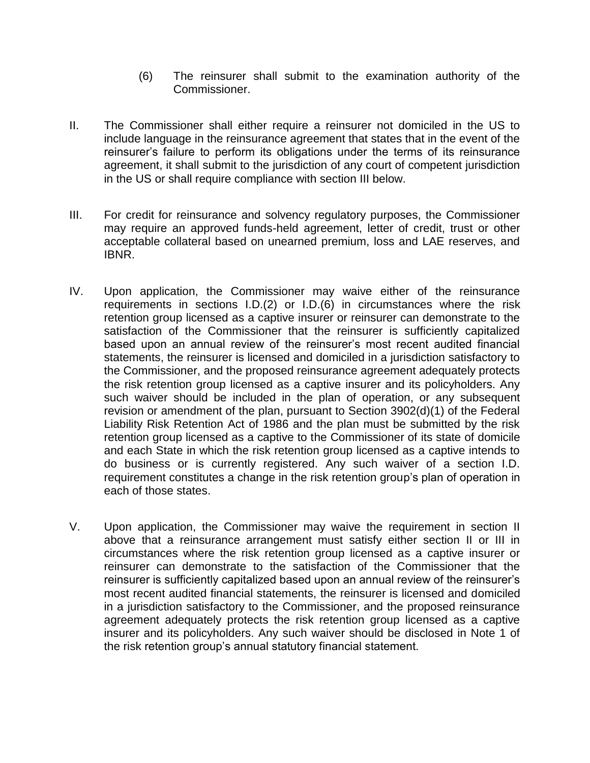(6) The reinsurer shall submit to the examination authority of the Commissioner.

II. The Commissioner shall either require a reinsurer not domiciled in the US to include language in the reinsurance agreement that states that in the event of the reinsurer's failure to perform its obligations under the terms of its reinsurance agreement, it shall submit to the jurisdiction of any court of competent jurisdiction in the US or shall require compliance with section III below.

III. For credit for reinsurance and solvency regulatory purposes, the Commissioner may require an approved funds-held agreement, letter of credit, trust or other acceptable collateral based on unearned premium, loss and LAE reserves, and IBNR.

IV. Upon application, the Commissioner may waive either of the reinsurance requirements in sections I.D.(2) or I.D.(6) in circumstances where the risk retention group licensed as a captive insurer or reinsurer can demonstrate to the satisfaction of the Commissioner that the reinsurer is sufficiently capitalized based upon an annual review of the reinsurer's most recent audited financial statements, the reinsurer is licensed and domiciled in a jurisdiction satisfactory to the Commissioner, and the proposed reinsurance agreement adequately protects the risk retention group licensed as a captive insurer and its policyholders. Any such waiver should be included in the plan of operation, or any subsequent revision or amendment of the plan, pursuant to Section 3902(d)(1) of the Federal Liability Risk Retention Act of 1986 and the plan must be submitted by the risk retention group licensed as a captive to the Commissioner of its state of domicile and each State in which the risk retention group licensed as a captive intends to do business or is currently registered. Any such waiver of a section I.D. requirement constitutes a change in the risk retention group's plan of operation in each of those states.

V. Upon application, the Commissioner may waive the requirement in section II above that a reinsurance arrangement must satisfy either section II or III in circumstances where the risk retention group licensed as a captive insurer or reinsurer can demonstrate to the satisfaction of the Commissioner that the reinsurer is sufficiently capitalized based upon an annual review of the reinsurer's most recent audited financial statements, the reinsurer is licensed and domiciled in a jurisdiction satisfactory to the Commissioner, and the proposed reinsurance agreement adequately protects the risk retention group licensed as a captive insurer and its policyholders. Any such waiver should be disclosed in Note 1 of the risk retention group's annual statutory financial statement.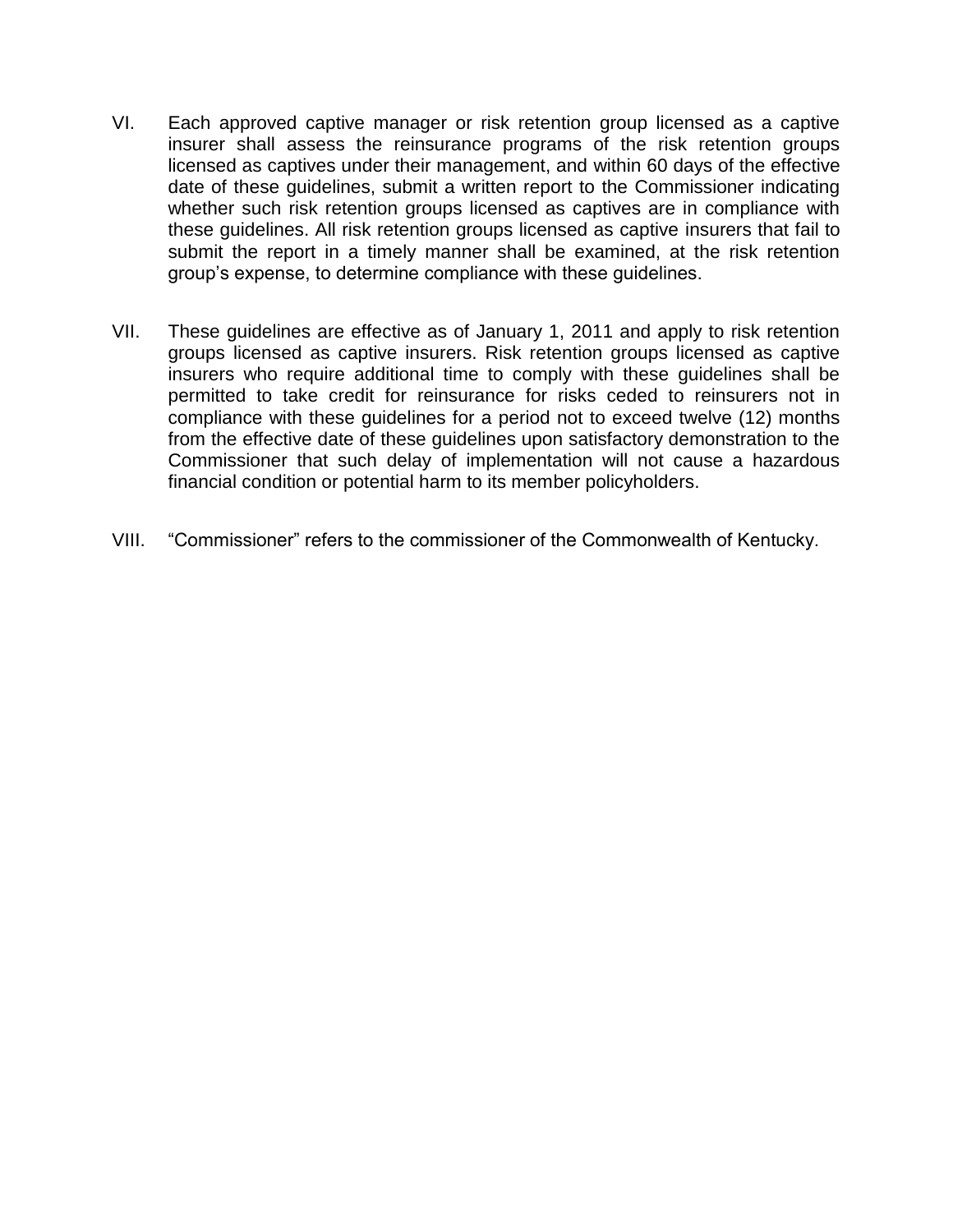VI. Each approved captive manager or risk retention group licensed as a captive insurer shall assess the reinsurance programs of the risk retention groups licensed as captives under their management, and within 60 days of the effective date of these guidelines, submit a written report to the Commissioner indicating whether such risk retention groups licensed as captives are in compliance with these guidelines. All risk retention groups licensed as captive insurers that fail to submit the report in a timely manner shall be examined, at the risk retention group's expense, to determine compliance with these guidelines.

VII. These guidelines are effective as of January 1, 2011 and apply to risk retention groups licensed as captive insurers. Risk retention groups licensed as captive insurers who require additional time to comply with these guidelines shall be permitted to take credit for reinsurance for risks ceded to reinsurers not in compliance with these guidelines for a period not to exceed twelve (12) months from the effective date of these guidelines upon satisfactory demonstration to the Commissioner that such delay of implementation will not cause a hazardous financial condition or potential harm to its member policyholders.

VIII. "Commissioner" refers to the commissioner of the Commonwealth of Kentucky.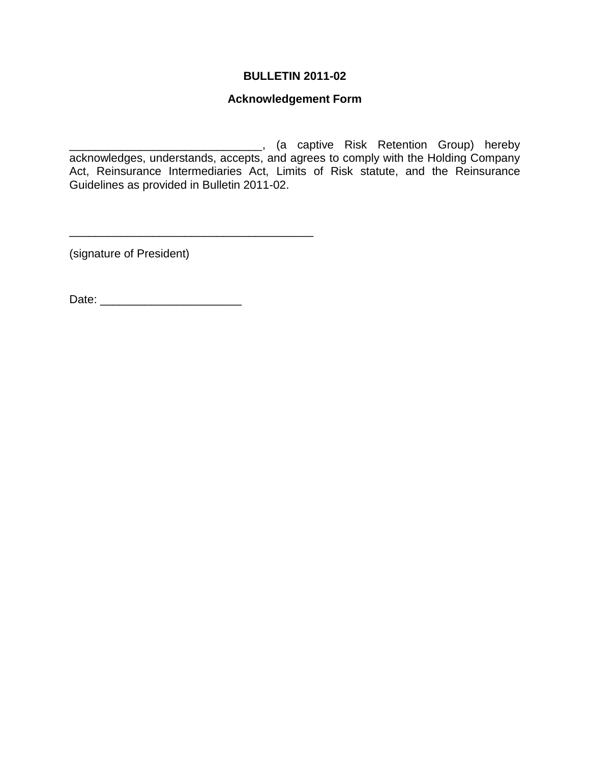**BULLETIN 2011-02**

**Acknowledgement Form**

______________________________, (a captive Risk Retention Group) hereby acknowledges, understands, accepts, and agrees to comply with the Holding Company Act, Reinsurance Intermediaries Act, Limits of Risk statute, and the Reinsurance Guidelines as provided in Bulletin 2011-02.

_______________________________________

(signature of President)

Date: ______________________